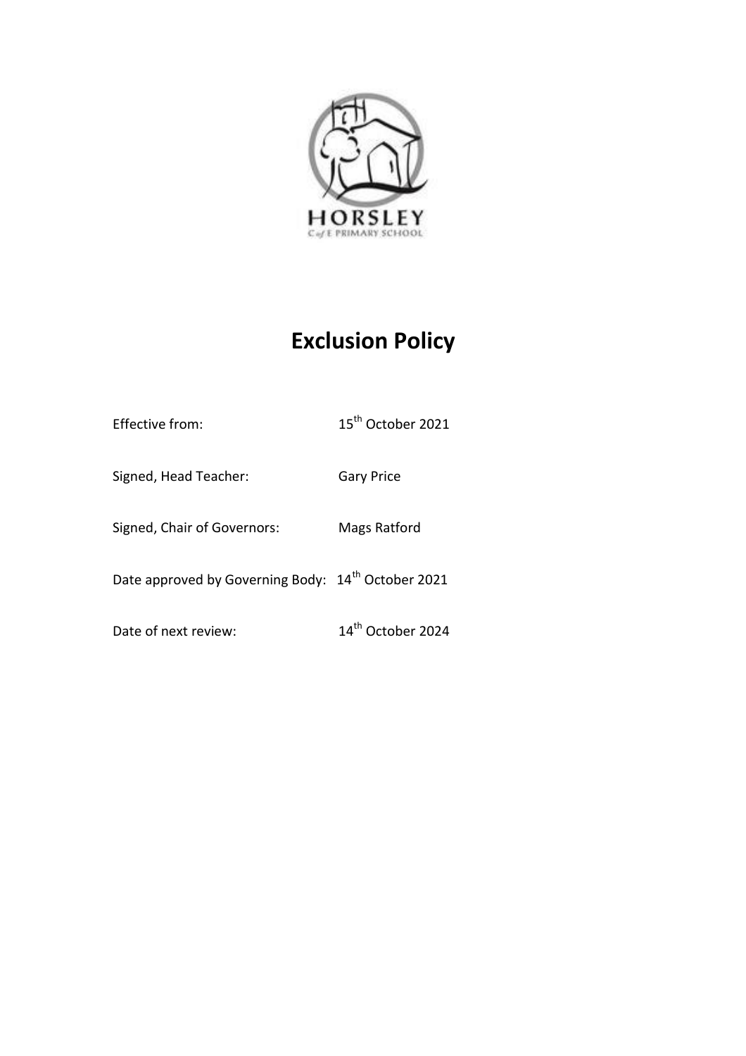HORSLEY

C of E PRIMARY SCHOOL

# Exclusion Policy

Effective from: 15th October 2021

Signed, Head Teacher: Gary Price

Signed, Chair of Governors: Mags Ratford

Date approved by Governing Body: 14th October 2021

Date of next review: 14th October 2024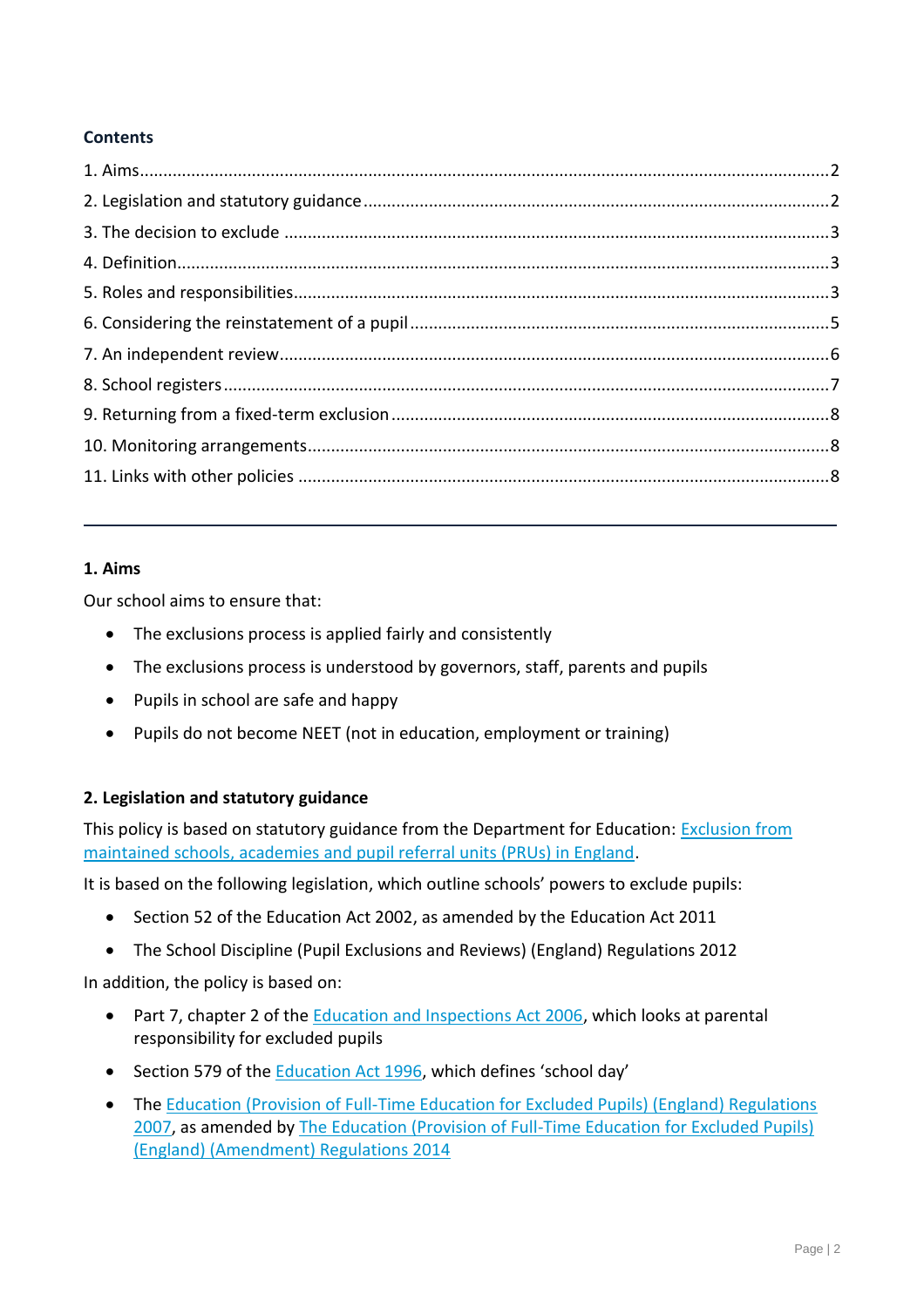**Contents**

1. Aims ..... 2
2. Legislation and statutory guidance ..... 2
3. The decision to exclude ..... 3
4. Definition ..... 3
5. Roles and responsibilities ..... 3
6. Considering the reinstatement of a pupil ..... 5
7. An independent review ..... 6
8. School registers ..... 7
9. Returning from a fixed-term exclusion ..... 8
10. Monitoring arrangements ..... 8
11. Links with other policies ..... 8

---

## 1. Aims

Our school aims to ensure that:

- The exclusions process is applied fairly and consistently
- The exclusions process is understood by governors, staff, parents and pupils
- Pupils in school are safe and happy
- Pupils do not become NEET (not in education, employment or training)

## 2. Legislation and statutory guidance

This policy is based on statutory guidance from the Department for Education: Exclusion from maintained schools, academies and pupil referral units (PRUs) in England.

It is based on the following legislation, which outline schools' powers to exclude pupils:

- Section 52 of the Education Act 2002, as amended by the Education Act 2011
- The School Discipline (Pupil Exclusions and Reviews) (England) Regulations 2012

In addition, the policy is based on:

- Part 7, chapter 2 of the Education and Inspections Act 2006, which looks at parental responsibility for excluded pupils
- Section 579 of the Education Act 1996, which defines 'school day'
- The Education (Provision of Full-Time Education for Excluded Pupils) (England) Regulations 2007, as amended by The Education (Provision of Full-Time Education for Excluded Pupils) (England) (Amendment) Regulations 2014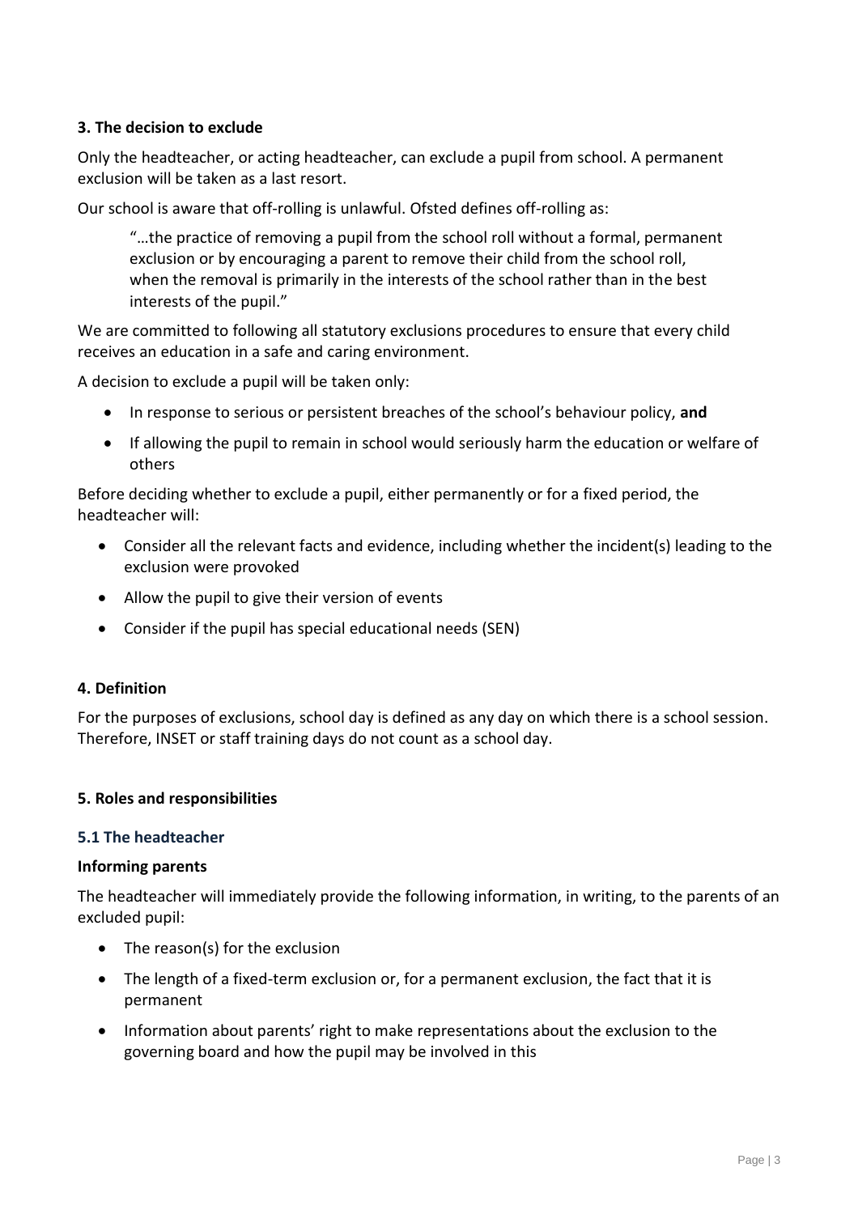### 3. The decision to exclude

Only the headteacher, or acting headteacher, can exclude a pupil from school. A permanent exclusion will be taken as a last resort.

Our school is aware that off-rolling is unlawful. Ofsted defines off-rolling as:

> "…the practice of removing a pupil from the school roll without a formal, permanent exclusion or by encouraging a parent to remove their child from the school roll, when the removal is primarily in the interests of the school rather than in the best interests of the pupil."

We are committed to following all statutory exclusions procedures to ensure that every child receives an education in a safe and caring environment.

A decision to exclude a pupil will be taken only:

- In response to serious or persistent breaches of the school's behaviour policy, **and**
- If allowing the pupil to remain in school would seriously harm the education or welfare of others

Before deciding whether to exclude a pupil, either permanently or for a fixed period, the headteacher will:

- Consider all the relevant facts and evidence, including whether the incident(s) leading to the exclusion were provoked
- Allow the pupil to give their version of events
- Consider if the pupil has special educational needs (SEN)

### 4. Definition

For the purposes of exclusions, school day is defined as any day on which there is a school session. Therefore, INSET or staff training days do not count as a school day.

### 5. Roles and responsibilities

#### 5.1 The headteacher

**Informing parents**

The headteacher will immediately provide the following information, in writing, to the parents of an excluded pupil:

- The reason(s) for the exclusion
- The length of a fixed-term exclusion or, for a permanent exclusion, the fact that it is permanent
- Information about parents' right to make representations about the exclusion to the governing board and how the pupil may be involved in this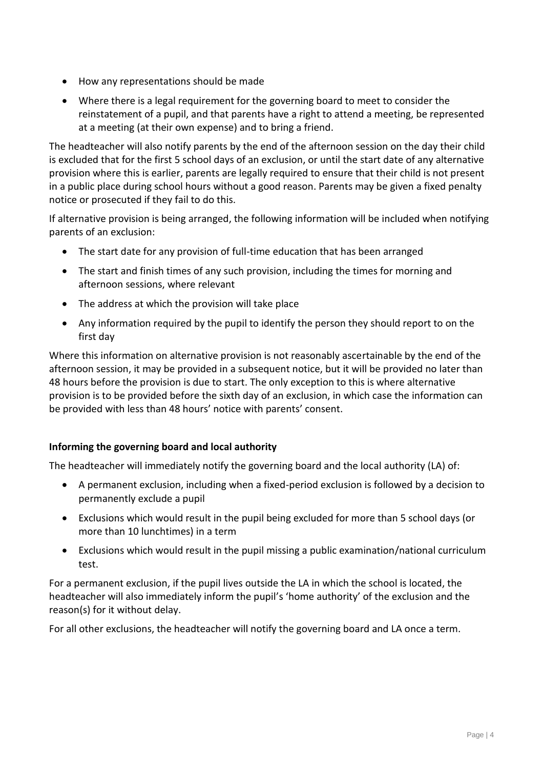- How any representations should be made
- Where there is a legal requirement for the governing board to meet to consider the reinstatement of a pupil, and that parents have a right to attend a meeting, be represented at a meeting (at their own expense) and to bring a friend.

The headteacher will also notify parents by the end of the afternoon session on the day their child is excluded that for the first 5 school days of an exclusion, or until the start date of any alternative provision where this is earlier, parents are legally required to ensure that their child is not present in a public place during school hours without a good reason. Parents may be given a fixed penalty notice or prosecuted if they fail to do this.

If alternative provision is being arranged, the following information will be included when notifying parents of an exclusion:

- The start date for any provision of full-time education that has been arranged
- The start and finish times of any such provision, including the times for morning and afternoon sessions, where relevant
- The address at which the provision will take place
- Any information required by the pupil to identify the person they should report to on the first day

Where this information on alternative provision is not reasonably ascertainable by the end of the afternoon session, it may be provided in a subsequent notice, but it will be provided no later than 48 hours before the provision is due to start. The only exception to this is where alternative provision is to be provided before the sixth day of an exclusion, in which case the information can be provided with less than 48 hours' notice with parents' consent.

**Informing the governing board and local authority**

The headteacher will immediately notify the governing board and the local authority (LA) of:

- A permanent exclusion, including when a fixed-period exclusion is followed by a decision to permanently exclude a pupil
- Exclusions which would result in the pupil being excluded for more than 5 school days (or more than 10 lunchtimes) in a term
- Exclusions which would result in the pupil missing a public examination/national curriculum test.

For a permanent exclusion, if the pupil lives outside the LA in which the school is located, the headteacher will also immediately inform the pupil's 'home authority' of the exclusion and the reason(s) for it without delay.

For all other exclusions, the headteacher will notify the governing board and LA once a term.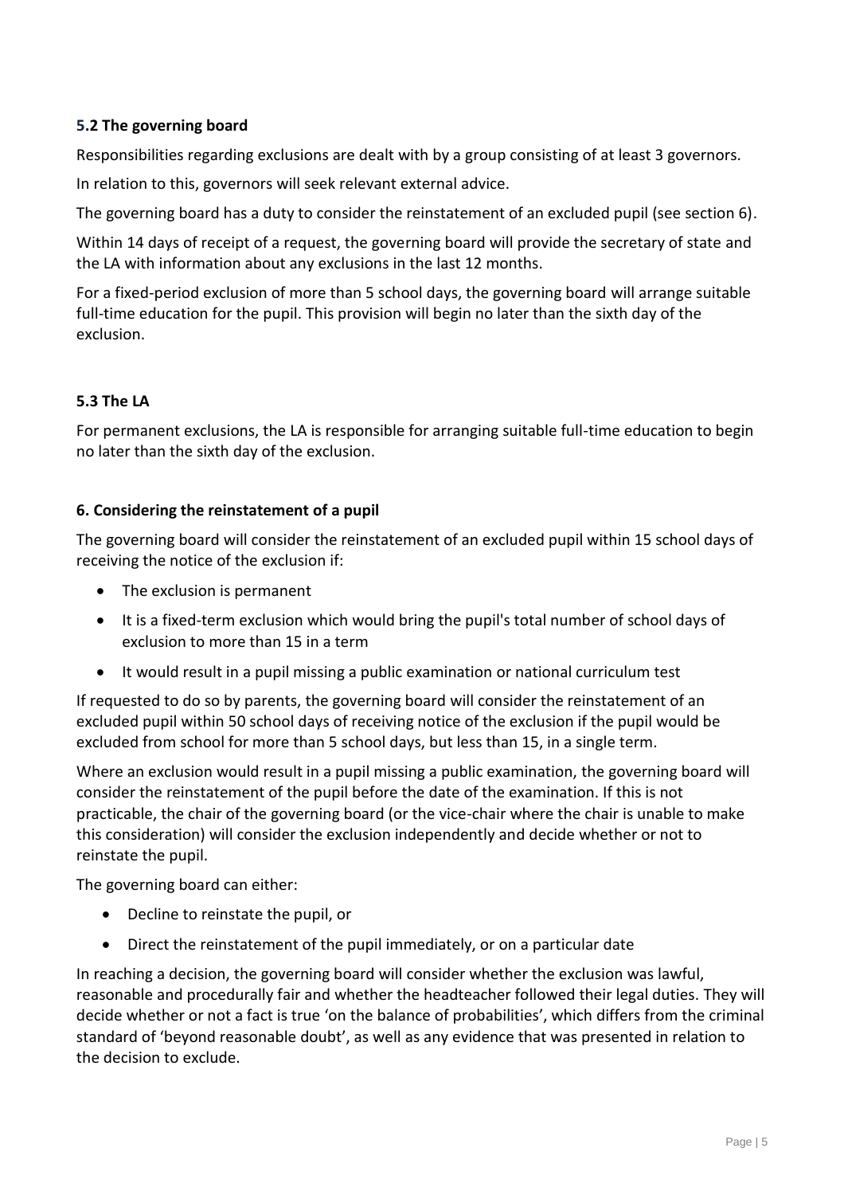### 5.2 The governing board

Responsibilities regarding exclusions are dealt with by a group consisting of at least 3 governors.

In relation to this, governors will seek relevant external advice.

The governing board has a duty to consider the reinstatement of an excluded pupil (see section 6).

Within 14 days of receipt of a request, the governing board will provide the secretary of state and the LA with information about any exclusions in the last 12 months.

For a fixed-period exclusion of more than 5 school days, the governing board will arrange suitable full-time education for the pupil. This provision will begin no later than the sixth day of the exclusion.

### 5.3 The LA

For permanent exclusions, the LA is responsible for arranging suitable full-time education to begin no later than the sixth day of the exclusion.

## 6. Considering the reinstatement of a pupil

The governing board will consider the reinstatement of an excluded pupil within 15 school days of receiving the notice of the exclusion if:

- The exclusion is permanent
- It is a fixed-term exclusion which would bring the pupil's total number of school days of exclusion to more than 15 in a term
- It would result in a pupil missing a public examination or national curriculum test

If requested to do so by parents, the governing board will consider the reinstatement of an excluded pupil within 50 school days of receiving notice of the exclusion if the pupil would be excluded from school for more than 5 school days, but less than 15, in a single term.

Where an exclusion would result in a pupil missing a public examination, the governing board will consider the reinstatement of the pupil before the date of the examination. If this is not practicable, the chair of the governing board (or the vice-chair where the chair is unable to make this consideration) will consider the exclusion independently and decide whether or not to reinstate the pupil.

The governing board can either:

- Decline to reinstate the pupil, or
- Direct the reinstatement of the pupil immediately, or on a particular date

In reaching a decision, the governing board will consider whether the exclusion was lawful, reasonable and procedurally fair and whether the headteacher followed their legal duties. They will decide whether or not a fact is true 'on the balance of probabilities', which differs from the criminal standard of 'beyond reasonable doubt', as well as any evidence that was presented in relation to the decision to exclude.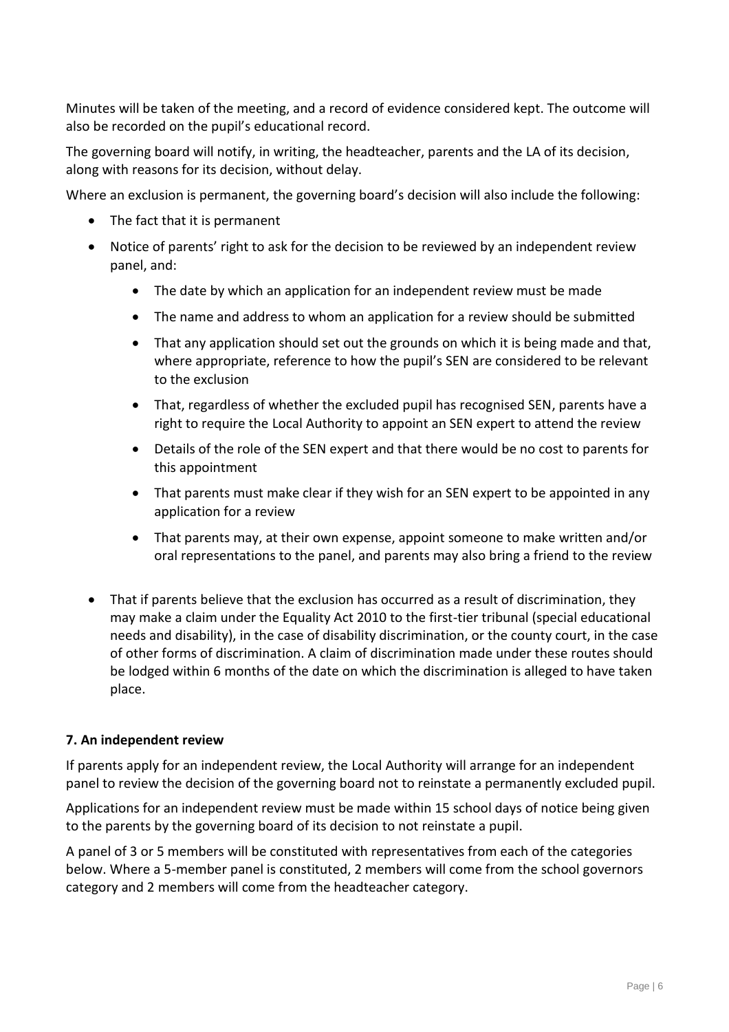Minutes will be taken of the meeting, and a record of evidence considered kept. The outcome will also be recorded on the pupil's educational record.

The governing board will notify, in writing, the headteacher, parents and the LA of its decision, along with reasons for its decision, without delay.

Where an exclusion is permanent, the governing board's decision will also include the following:

- The fact that it is permanent
- Notice of parents' right to ask for the decision to be reviewed by an independent review panel, and:
    - The date by which an application for an independent review must be made
    - The name and address to whom an application for a review should be submitted
    - That any application should set out the grounds on which it is being made and that, where appropriate, reference to how the pupil's SEN are considered to be relevant to the exclusion
    - That, regardless of whether the excluded pupil has recognised SEN, parents have a right to require the Local Authority to appoint an SEN expert to attend the review
    - Details of the role of the SEN expert and that there would be no cost to parents for this appointment
    - That parents must make clear if they wish for an SEN expert to be appointed in any application for a review
    - That parents may, at their own expense, appoint someone to make written and/or oral representations to the panel, and parents may also bring a friend to the review
- That if parents believe that the exclusion has occurred as a result of discrimination, they may make a claim under the Equality Act 2010 to the first-tier tribunal (special educational needs and disability), in the case of disability discrimination, or the county court, in the case of other forms of discrimination. A claim of discrimination made under these routes should be lodged within 6 months of the date on which the discrimination is alleged to have taken place.

**7. An independent review**

If parents apply for an independent review, the Local Authority will arrange for an independent panel to review the decision of the governing board not to reinstate a permanently excluded pupil.

Applications for an independent review must be made within 15 school days of notice being given to the parents by the governing board of its decision to not reinstate a pupil.

A panel of 3 or 5 members will be constituted with representatives from each of the categories below. Where a 5-member panel is constituted, 2 members will come from the school governors category and 2 members will come from the headteacher category.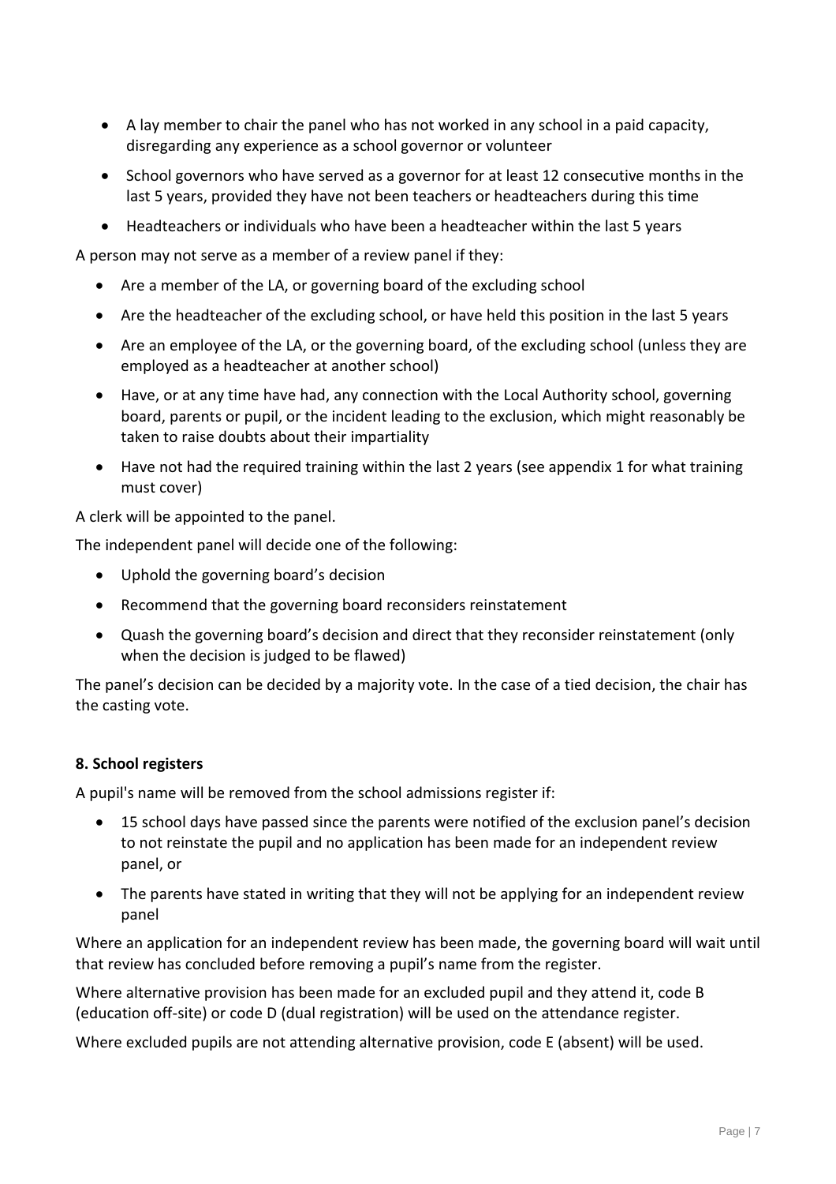- A lay member to chair the panel who has not worked in any school in a paid capacity, disregarding any experience as a school governor or volunteer
- School governors who have served as a governor for at least 12 consecutive months in the last 5 years, provided they have not been teachers or headteachers during this time
- Headteachers or individuals who have been a headteacher within the last 5 years

A person may not serve as a member of a review panel if they:

- Are a member of the LA, or governing board of the excluding school
- Are the headteacher of the excluding school, or have held this position in the last 5 years
- Are an employee of the LA, or the governing board, of the excluding school (unless they are employed as a headteacher at another school)
- Have, or at any time have had, any connection with the Local Authority school, governing board, parents or pupil, or the incident leading to the exclusion, which might reasonably be taken to raise doubts about their impartiality
- Have not had the required training within the last 2 years (see appendix 1 for what training must cover)

A clerk will be appointed to the panel.

The independent panel will decide one of the following:

- Uphold the governing board's decision
- Recommend that the governing board reconsiders reinstatement
- Quash the governing board's decision and direct that they reconsider reinstatement (only when the decision is judged to be flawed)

The panel's decision can be decided by a majority vote. In the case of a tied decision, the chair has the casting vote.

**8. School registers**

A pupil's name will be removed from the school admissions register if:

- 15 school days have passed since the parents were notified of the exclusion panel's decision to not reinstate the pupil and no application has been made for an independent review panel, or
- The parents have stated in writing that they will not be applying for an independent review panel

Where an application for an independent review has been made, the governing board will wait until that review has concluded before removing a pupil's name from the register.

Where alternative provision has been made for an excluded pupil and they attend it, code B (education off-site) or code D (dual registration) will be used on the attendance register.

Where excluded pupils are not attending alternative provision, code E (absent) will be used.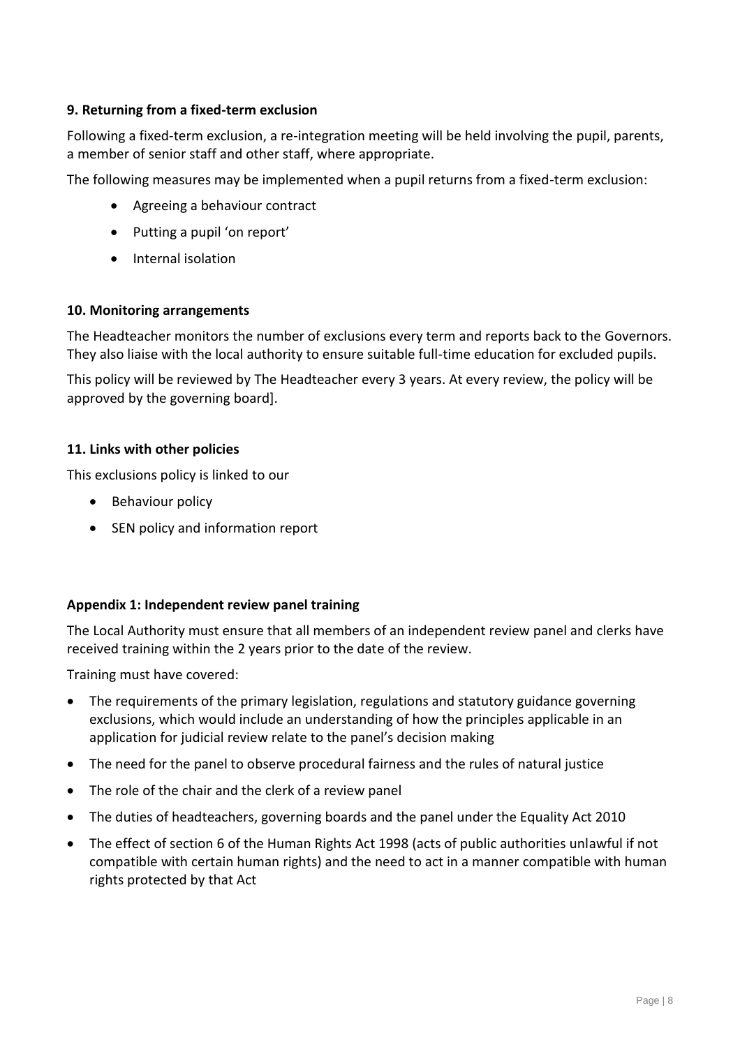### 9. Returning from a fixed-term exclusion

Following a fixed-term exclusion, a re-integration meeting will be held involving the pupil, parents, a member of senior staff and other staff, where appropriate.

The following measures may be implemented when a pupil returns from a fixed-term exclusion:

- Agreeing a behaviour contract
- Putting a pupil 'on report'
- Internal isolation

### 10. Monitoring arrangements

The Headteacher monitors the number of exclusions every term and reports back to the Governors. They also liaise with the local authority to ensure suitable full-time education for excluded pupils.

This policy will be reviewed by The Headteacher every 3 years. At every review, the policy will be approved by the governing board].

### 11. Links with other policies

This exclusions policy is linked to our

- Behaviour policy
- SEN policy and information report

### Appendix 1: Independent review panel training

The Local Authority must ensure that all members of an independent review panel and clerks have received training within the 2 years prior to the date of the review.

Training must have covered:

- The requirements of the primary legislation, regulations and statutory guidance governing exclusions, which would include an understanding of how the principles applicable in an application for judicial review relate to the panel's decision making
- The need for the panel to observe procedural fairness and the rules of natural justice
- The role of the chair and the clerk of a review panel
- The duties of headteachers, governing boards and the panel under the Equality Act 2010
- The effect of section 6 of the Human Rights Act 1998 (acts of public authorities unlawful if not compatible with certain human rights) and the need to act in a manner compatible with human rights protected by that Act